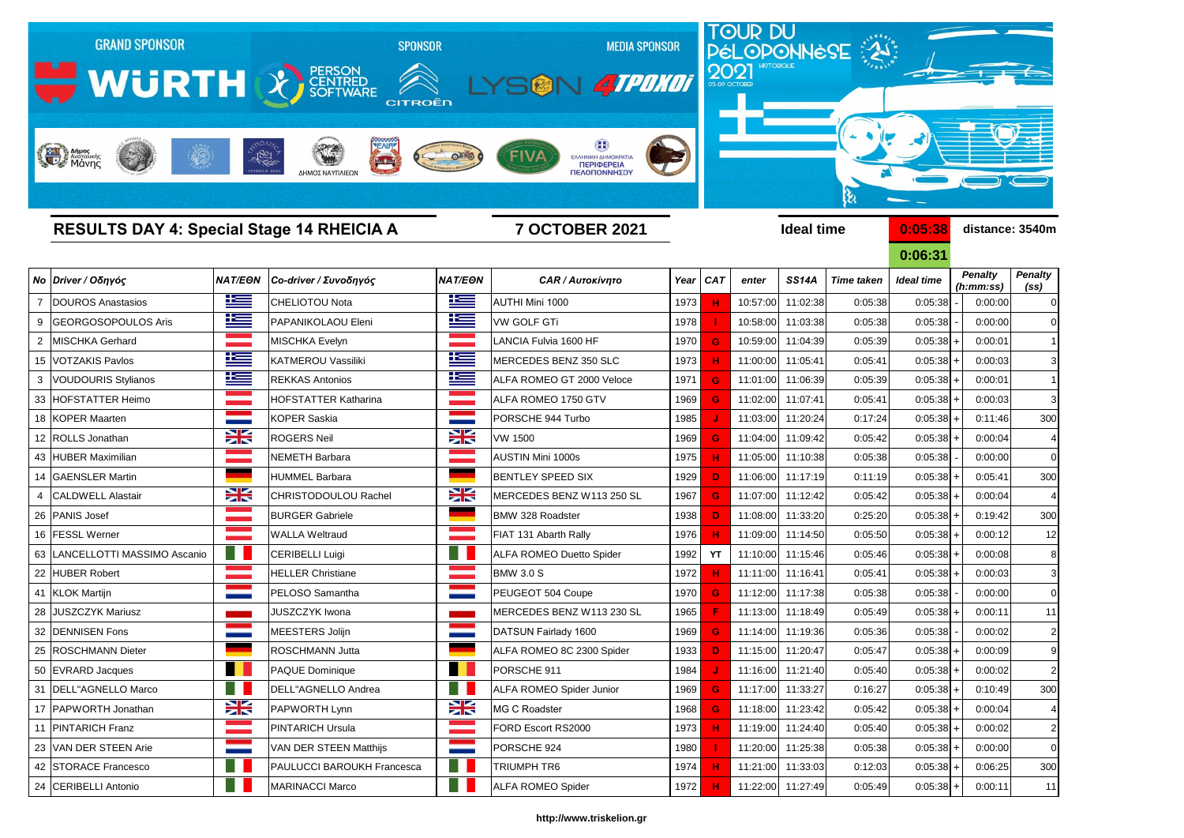GRAND SPONSOR WÜRTH — SPONSOR PERSON CENTRED SOFTWARE, CITROËN — MEDIA SPONSOR LYSON, 4TPOXOI

TOUR DU PÉLOPONNÈSE 2021 HISTORIQUE 03-09 OCTOBER

## RESULTS DAY 4: Special Stage 14 RHEICIA A

**7 OCTOBER 2021**

**Ideal time** 0:05:38 / 0:06:31 **distance: 3540m**

| No | Driver / Οδηγός | NAT/ΕΘΝ | Co-driver / Συνοδηγός | NAT/ΕΘΝ | CAR / Αυτοκίνητο | Year | CAT | enter | SS14A | Time taken | Ideal time | | Penalty (h:mm:ss) | Penalty (ss) |
|---|---|---|---|---|---|---|---|---|---|---|---|---|---|---|
| 7 | DOUROS Anastasios | | CHELIOTOU Nota | | AUTHI Mini 1000 | 1973 | H | 10:57:00 | 11:02:38 | 0:05:38 | 0:05:38 | - | 0:00:00 | 0 |
| 9 | GEORGOSOPOULOS Aris | | PAPANIKOLAOU Eleni | | VW GOLF GTi | 1978 | I | 10:58:00 | 11:03:38 | 0:05:38 | 0:05:38 | - | 0:00:00 | 0 |
| 2 | MISCHKA Gerhard | | MISCHKA Evelyn | | LANCIA Fulvia 1600 HF | 1970 | G | 10:59:00 | 11:04:39 | 0:05:39 | 0:05:38 | + | 0:00:01 | 1 |
| 15 | VOTZAKIS Pavlos | | KATMEROU Vassiliki | | MERCEDES BENZ 350 SLC | 1973 | H | 11:00:00 | 11:05:41 | 0:05:41 | 0:05:38 | + | 0:00:03 | 3 |
| 3 | VOUDOURIS Stylianos | | REKKAS Antonios | | ALFA ROMEO GT 2000 Veloce | 1971 | G | 11:01:00 | 11:06:39 | 0:05:39 | 0:05:38 | + | 0:00:01 | 1 |
| 33 | HOFSTATTER Heimo | | HOFSTATTER Katharina | | ALFA ROMEO 1750 GTV | 1969 | G | 11:02:00 | 11:07:41 | 0:05:41 | 0:05:38 | + | 0:00:03 | 3 |
| 18 | KOPER Maarten | | KOPER Saskia | | PORSCHE 944 Turbo | 1985 | J | 11:03:00 | 11:20:24 | 0:17:24 | 0:05:38 | + | 0:11:46 | 300 |
| 12 | ROLLS Jonathan | | ROGERS Neil | | VW 1500 | 1969 | G | 11:04:00 | 11:09:42 | 0:05:42 | 0:05:38 | + | 0:00:04 | 4 |
| 43 | HUBER Maximilian | | NEMETH Barbara | | AUSTIN Mini 1000s | 1975 | H | 11:05:00 | 11:10:38 | 0:05:38 | 0:05:38 | - | 0:00:00 | 0 |
| 14 | GAENSLER Martin | | HUMMEL Barbara | | BENTLEY SPEED SIX | 1929 | D | 11:06:00 | 11:17:19 | 0:11:19 | 0:05:38 | + | 0:05:41 | 300 |
| 4 | CALDWELL Alastair | | CHRISTODOULOU Rachel | | MERCEDES BENZ W113 250 SL | 1967 | G | 11:07:00 | 11:12:42 | 0:05:42 | 0:05:38 | + | 0:00:04 | 4 |
| 26 | PANIS Josef | | BURGER Gabriele | | BMW 328 Roadster | 1938 | D | 11:08:00 | 11:33:20 | 0:25:20 | 0:05:38 | + | 0:19:42 | 300 |
| 16 | FESSL Werner | | WALLA Weltraud | | FIAT 131 Abarth Rally | 1976 | H | 11:09:00 | 11:14:50 | 0:05:50 | 0:05:38 | + | 0:00:12 | 12 |
| 63 | LANCELLOTTI MASSIMO Ascanio | | CERIBELLI Luigi | | ALFA ROMEO Duetto Spider | 1992 | YT | 11:10:00 | 11:15:46 | 0:05:46 | 0:05:38 | + | 0:00:08 | 8 |
| 22 | HUBER Robert | | HELLER Christiane | | BMW 3.0 S | 1972 | H | 11:11:00 | 11:16:41 | 0:05:41 | 0:05:38 | + | 0:00:03 | 3 |
| 41 | KLOK Martijn | | PELOSO Samantha | | PEUGEOT 504 Coupe | 1970 | G | 11:12:00 | 11:17:38 | 0:05:38 | 0:05:38 | - | 0:00:00 | 0 |
| 28 | JUSZCZYK Mariusz | | JUSZCZYK Iwona | | MERCEDES BENZ W113 230 SL | 1965 | F | 11:13:00 | 11:18:49 | 0:05:49 | 0:05:38 | + | 0:00:11 | 11 |
| 32 | DENNISEN Fons | | MEESTERS Jolijn | | DATSUN Fairlady 1600 | 1969 | G | 11:14:00 | 11:19:36 | 0:05:36 | 0:05:38 | - | 0:00:02 | 2 |
| 25 | ROSCHMANN Dieter | | ROSCHMANN Jutta | | ALFA ROMEO 8C 2300 Spider | 1933 | D | 11:15:00 | 11:20:47 | 0:05:47 | 0:05:38 | + | 0:00:09 | 9 |
| 50 | EVRARD Jacques | | PAQUE Dominique | | PORSCHE 911 | 1984 | J | 11:16:00 | 11:21:40 | 0:05:40 | 0:05:38 | + | 0:00:02 | 2 |
| 31 | DELL"AGNELLO Marco | | DELL"AGNELLO Andrea | | ALFA ROMEO Spider Junior | 1969 | G | 11:17:00 | 11:33:27 | 0:16:27 | 0:05:38 | + | 0:10:49 | 300 |
| 17 | PAPWORTH Jonathan | | PAPWORTH Lynn | | MG C Roadster | 1968 | G | 11:18:00 | 11:23:42 | 0:05:42 | 0:05:38 | + | 0:00:04 | 4 |
| 11 | PINTARICH Franz | | PINTARICH Ursula | | FORD Escort RS2000 | 1973 | H | 11:19:00 | 11:24:40 | 0:05:40 | 0:05:38 | + | 0:00:02 | 2 |
| 23 | VAN DER STEEN Arie | | VAN DER STEEN Matthijs | | PORSCHE 924 | 1980 | I | 11:20:00 | 11:25:38 | 0:05:38 | 0:05:38 | + | 0:00:00 | 0 |
| 42 | STORACE Francesco | | PAULUCCI BAROUKH Francesca | | TRIUMPH TR6 | 1974 | H | 11:21:00 | 11:33:03 | 0:12:03 | 0:05:38 | + | 0:06:25 | 300 |
| 24 | CERIBELLI Antonio | | MARINACCI Marco | | ALFA ROMEO Spider | 1972 | H | 11:22:00 | 11:27:49 | 0:05:49 | 0:05:38 | + | 0:00:11 | 11 |

http://www.triskelion.gr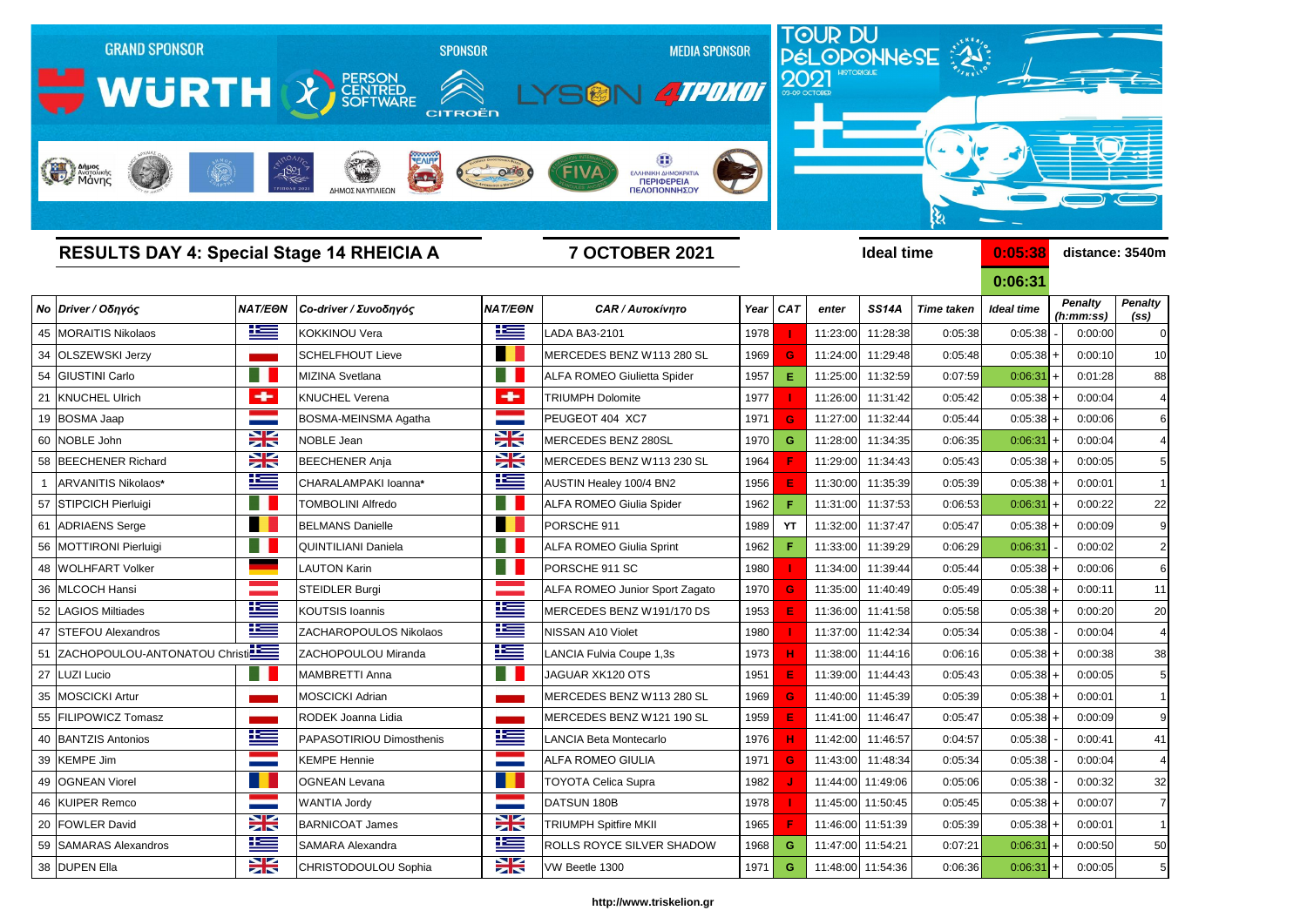GRAND SPONSOR — WÜRTH | SPONSOR — PERSON CENTRED SOFTWARE, CITROËN | MEDIA SPONSOR — LYSON, 4TPOXOI

TOUR DU PÉLOPONNÈSE 2021 HISTORIQUE 03-09 OCTOBER

## RESULTS DAY 4: Special Stage 14 RHEICIA A

**7 OCTOBER 2021**

**Ideal time** 0:05:38 / 0:06:31 **distance: 3540m**

| No | Driver / Οδηγός | NAT/ΕΘΝ | Co-driver / Συνοδηγός | NAT/ΕΘΝ | CAR / Αυτοκίνητο | Year | CAT | enter | SS14A | Time taken | Ideal time | | Penalty (h:mm:ss) | Penalty (ss) |
|---|---|---|---|---|---|---|---|---|---|---|---|---|---|---|
| 45 | MORAITIS Nikolaos | | KOKKINOU Vera | | LADA BA3-2101 | 1978 | I | 11:23:00 | 11:28:38 | 0:05:38 | 0:05:38 | - | 0:00:00 | 0 |
| 34 | OLSZEWSKI Jerzy | | SCHELFHOUT Lieve | | MERCEDES BENZ W113 280 SL | 1969 | G | 11:24:00 | 11:29:48 | 0:05:48 | 0:05:38 | + | 0:00:10 | 10 |
| 54 | GIUSTINI Carlo | | MIZINA Svetlana | | ALFA ROMEO Giulietta Spider | 1957 | E | 11:25:00 | 11:32:59 | 0:07:59 | 0:06:31 | + | 0:01:28 | 88 |
| 21 | KNUCHEL Ulrich | | KNUCHEL Verena | | TRIUMPH Dolomite | 1977 | I | 11:26:00 | 11:31:42 | 0:05:42 | 0:05:38 | + | 0:00:04 | 4 |
| 19 | BOSMA Jaap | | BOSMA-MEINSMA Agatha | | PEUGEOT 404 XC7 | 1971 | G | 11:27:00 | 11:32:44 | 0:05:44 | 0:05:38 | + | 0:00:06 | 6 |
| 60 | NOBLE John | | NOBLE Jean | | MERCEDES BENZ 280SL | 1970 | G | 11:28:00 | 11:34:35 | 0:06:35 | 0:06:31 | + | 0:00:04 | 4 |
| 58 | BEECHENER Richard | | BEECHENER Anja | | MERCEDES BENZ W113 230 SL | 1964 | F | 11:29:00 | 11:34:43 | 0:05:43 | 0:05:38 | + | 0:00:05 | 5 |
| 1 | ARVANITIS Nikolaos* | | CHARALAMPAKI Ioanna* | | AUSTIN Healey 100/4 BN2 | 1956 | E | 11:30:00 | 11:35:39 | 0:05:39 | 0:05:38 | + | 0:00:01 | 1 |
| 57 | STIPCICH Pierluigi | | TOMBOLINI Alfredo | | ALFA ROMEO Giulia Spider | 1962 | F | 11:31:00 | 11:37:53 | 0:06:53 | 0:06:31 | + | 0:00:22 | 22 |
| 61 | ADRIAENS Serge | | BELMANS Danielle | | PORSCHE 911 | 1989 | YT | 11:32:00 | 11:37:47 | 0:05:47 | 0:05:38 | + | 0:00:09 | 9 |
| 56 | MOTTIRONI Pierluigi | | QUINTILIANI Daniela | | ALFA ROMEO Giulia Sprint | 1962 | F | 11:33:00 | 11:39:29 | 0:06:29 | 0:06:31 | - | 0:00:02 | 2 |
| 48 | WOLHFART Volker | | LAUTON Karin | | PORSCHE 911 SC | 1980 | I | 11:34:00 | 11:39:44 | 0:05:44 | 0:05:38 | + | 0:00:06 | 6 |
| 36 | MLCOCH Hansi | | STEIDLER Burgi | | ALFA ROMEO Junior Sport Zagato | 1970 | G | 11:35:00 | 11:40:49 | 0:05:49 | 0:05:38 | + | 0:00:11 | 11 |
| 52 | LAGIOS Miltiades | | KOUTSIS Ioannis | | MERCEDES BENZ W191/170 DS | 1953 | E | 11:36:00 | 11:41:58 | 0:05:58 | 0:05:38 | + | 0:00:20 | 20 |
| 47 | STEFOU Alexandros | | ZACHAROPOULOS Nikolaos | | NISSAN A10 Violet | 1980 | I | 11:37:00 | 11:42:34 | 0:05:34 | 0:05:38 | - | 0:00:04 | 4 |
| 51 | ZACHOPOULOU-ANTONATOU Christi | | ZACHOPOULOU Miranda | | LANCIA Fulvia Coupe 1,3s | 1973 | H | 11:38:00 | 11:44:16 | 0:06:16 | 0:05:38 | + | 0:00:38 | 38 |
| 27 | LUZI Lucio | | MAMBRETTI Anna | | JAGUAR XK120 OTS | 1951 | E | 11:39:00 | 11:44:43 | 0:05:43 | 0:05:38 | + | 0:00:05 | 5 |
| 35 | MOSCICKI Artur | | MOSCICKI Adrian | | MERCEDES BENZ W113 280 SL | 1969 | G | 11:40:00 | 11:45:39 | 0:05:39 | 0:05:38 | + | 0:00:01 | 1 |
| 55 | FILIPOWICZ Tomasz | | RODEK Joanna Lidia | | MERCEDES BENZ W121 190 SL | 1959 | E | 11:41:00 | 11:46:47 | 0:05:47 | 0:05:38 | + | 0:00:09 | 9 |
| 40 | BANTZIS Antonios | | PAPASOTIRIOU Dimosthenis | | LANCIA Beta Montecarlo | 1976 | H | 11:42:00 | 11:46:57 | 0:04:57 | 0:05:38 | - | 0:00:41 | 41 |
| 39 | KEMPE Jim | | KEMPE Hennie | | ALFA ROMEO GIULIA | 1971 | G | 11:43:00 | 11:48:34 | 0:05:34 | 0:05:38 | - | 0:00:04 | 4 |
| 49 | OGNEAN Viorel | | OGNEAN Levana | | TOYOTA Celica Supra | 1982 | J | 11:44:00 | 11:49:06 | 0:05:06 | 0:05:38 | - | 0:00:32 | 32 |
| 46 | KUIPER Remco | | WANTIA Jordy | | DATSUN 180B | 1978 | I | 11:45:00 | 11:50:45 | 0:05:45 | 0:05:38 | + | 0:00:07 | 7 |
| 20 | FOWLER David | | BARNICOAT James | | TRIUMPH Spitfire MKII | 1965 | F | 11:46:00 | 11:51:39 | 0:05:39 | 0:05:38 | + | 0:00:01 | 1 |
| 59 | SAMARAS Alexandros | | SAMARA Alexandra | | ROLLS ROYCE SILVER SHADOW | 1968 | G | 11:47:00 | 11:54:21 | 0:07:21 | 0:06:31 | + | 0:00:50 | 50 |
| 38 | DUPEN Ella | | CHRISTODOULOU Sophia | | VW Beetle 1300 | 1971 | G | 11:48:00 | 11:54:36 | 0:06:36 | 0:06:31 | + | 0:00:05 | 5 |

http://www.triskelion.gr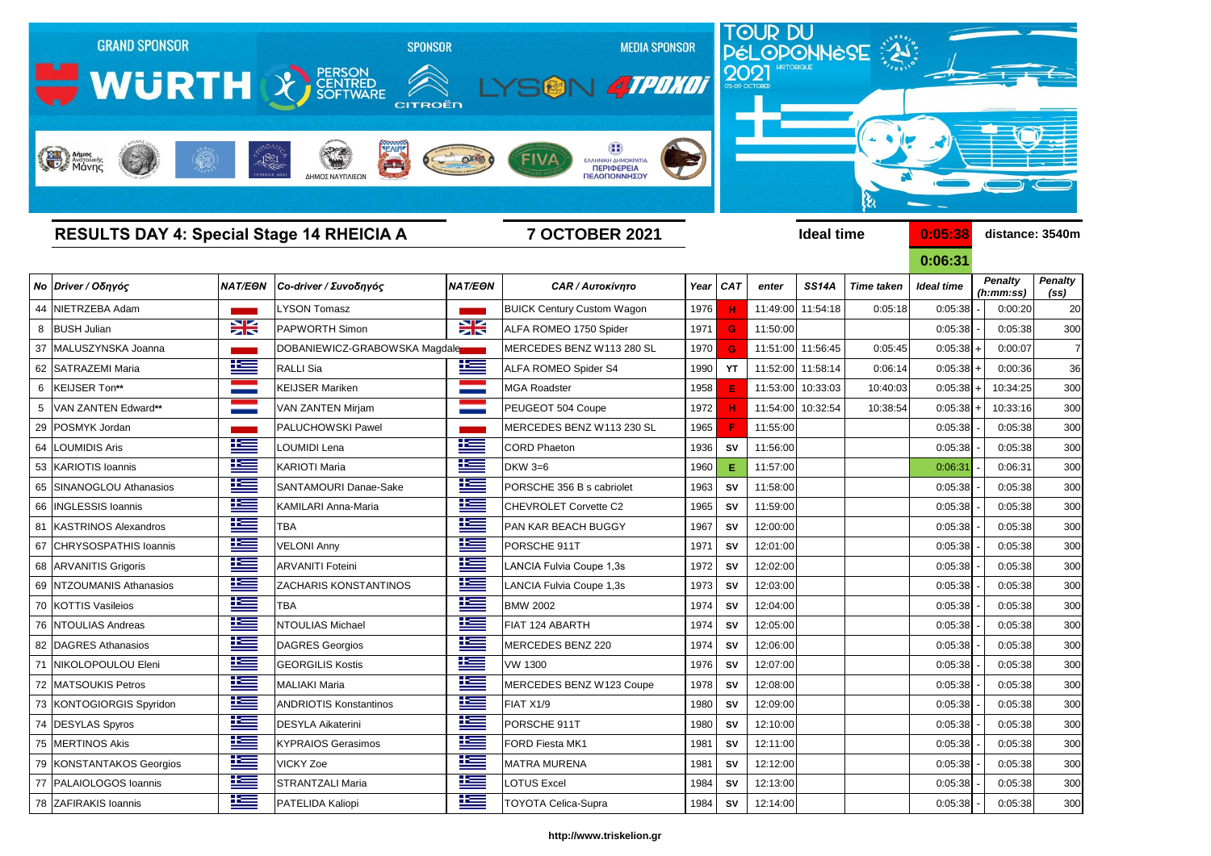GRAND SPONSOR **WÜRTH** — PERSON CENTRED SOFTWARE — SPONSOR CITROËN — MEDIA SPONSOR LYSON 4TPOXOI

TOUR DU PÉLOPONNÈSE 2021 HISTORIQUE 03-09 OCTOBER

## RESULTS DAY 4: Special Stage 14 RHEICIA A

**7 OCTOBER 2021**

**Ideal time** 0:05:38 / 0:06:31 — **distance: 3540m**

| No | Driver / Οδηγός | NAT/ΕΘΝ | Co-driver / Συνοδηγός | NAT/ΕΘΝ | CAR / Αυτοκίνητο | Year | CAT | enter | SS14A | Time taken | Ideal time | | Penalty (h:mm:ss) | Penalty (ss) |
|---|---|---|---|---|---|---|---|---|---|---|---|---|---|---|
| 44 | NIETRZEBA Adam | | LYSON Tomasz | | BUICK Century Custom Wagon | 1976 | H | 11:49:00 | 11:54:18 | 0:05:18 | 0:05:38 | - | 0:00:20 | 20 |
| 8 | BUSH Julian | | PAPWORTH Simon | | ALFA ROMEO 1750 Spider | 1971 | G | 11:50:00 | | | 0:05:38 | - | 0:05:38 | 300 |
| 37 | MALUSZYNSKA Joanna | | DOBANIEWICZ-GRABOWSKA Magdale | | MERCEDES BENZ W113 280 SL | 1970 | G | 11:51:00 | 11:56:45 | 0:05:45 | 0:05:38 | + | 0:00:07 | 7 |
| 62 | SATRAZEMI Maria | | RALLI Sia | | ALFA ROMEO Spider S4 | 1990 | YT | 11:52:00 | 11:58:14 | 0:06:14 | 0:05:38 | + | 0:00:36 | 36 |
| 6 | KEIJSER Ton** | | KEIJSER Mariken | | MGA Roadster | 1958 | E | 11:53:00 | 10:33:03 | 10:40:03 | 0:05:38 | + | 10:34:25 | 300 |
| 5 | VAN ZANTEN Edward** | | VAN ZANTEN Mirjam | | PEUGEOT 504 Coupe | 1972 | H | 11:54:00 | 10:32:54 | 10:38:54 | 0:05:38 | + | 10:33:16 | 300 |
| 29 | POSMYK Jordan | | PALUCHOWSKI Pawel | | MERCEDES BENZ W113 230 SL | 1965 | F | 11:55:00 | | | 0:05:38 | - | 0:05:38 | 300 |
| 64 | LOUMIDIS Aris | | LOUMIDI Lena | | CORD Phaeton | 1936 | SV | 11:56:00 | | | 0:05:38 | - | 0:05:38 | 300 |
| 53 | KARIOTIS Ioannis | | KARIOTI Maria | | DKW 3=6 | 1960 | E | 11:57:00 | | | 0:06:31 | - | 0:06:31 | 300 |
| 65 | SINANOGLOU Athanasios | | SANTAMOURI Danae-Sake | | PORSCHE 356 B s cabriolet | 1963 | SV | 11:58:00 | | | 0:05:38 | - | 0:05:38 | 300 |
| 66 | INGLESSIS Ioannis | | KAMILARI Anna-Maria | | CHEVROLET Corvette C2 | 1965 | SV | 11:59:00 | | | 0:05:38 | - | 0:05:38 | 300 |
| 81 | KASTRINOS Alexandros | | TBA | | PAN KAR BEACH BUGGY | 1967 | SV | 12:00:00 | | | 0:05:38 | - | 0:05:38 | 300 |
| 67 | CHRYSOSPATHIS Ioannis | | VELONI Anny | | PORSCHE 911T | 1971 | SV | 12:01:00 | | | 0:05:38 | - | 0:05:38 | 300 |
| 68 | ARVANITIS Grigoris | | ARVANITI Foteini | | LANCIA Fulvia Coupe 1,3s | 1972 | SV | 12:02:00 | | | 0:05:38 | - | 0:05:38 | 300 |
| 69 | NTZOUMANIS Athanasios | | ZACHARIS KONSTANTINOS | | LANCIA Fulvia Coupe 1,3s | 1973 | SV | 12:03:00 | | | 0:05:38 | - | 0:05:38 | 300 |
| 70 | KOTTIS Vasileios | | TBA | | BMW 2002 | 1974 | SV | 12:04:00 | | | 0:05:38 | - | 0:05:38 | 300 |
| 76 | NTOULIAS Andreas | | NTOULIAS Michael | | FIAT 124 ABARTH | 1974 | SV | 12:05:00 | | | 0:05:38 | - | 0:05:38 | 300 |
| 82 | DAGRES Athanasios | | DAGRES Georgios | | MERCEDES BENZ 220 | 1974 | SV | 12:06:00 | | | 0:05:38 | - | 0:05:38 | 300 |
| 71 | NIKOLOPOULOU Eleni | | GEORGILIS Kostis | | VW 1300 | 1976 | SV | 12:07:00 | | | 0:05:38 | - | 0:05:38 | 300 |
| 72 | MATSOUKIS Petros | | MALIAKI Maria | | MERCEDES BENZ W123 Coupe | 1978 | SV | 12:08:00 | | | 0:05:38 | - | 0:05:38 | 300 |
| 73 | KONTOGIORGIS Spyridon | | ANDRIOTIS Konstantinos | | FIAT X1/9 | 1980 | SV | 12:09:00 | | | 0:05:38 | - | 0:05:38 | 300 |
| 74 | DESYLAS Spyros | | DESYLA Aikaterini | | PORSCHE 911T | 1980 | SV | 12:10:00 | | | 0:05:38 | - | 0:05:38 | 300 |
| 75 | MERTINOS Akis | | KYPRAIOS Gerasimos | | FORD Fiesta MK1 | 1981 | SV | 12:11:00 | | | 0:05:38 | - | 0:05:38 | 300 |
| 79 | KONSTANTAKOS Georgios | | VICKY Zoe | | MATRA MURENA | 1981 | SV | 12:12:00 | | | 0:05:38 | - | 0:05:38 | 300 |
| 77 | PALAIOLOGOS Ioannis | | STRANTZALI Maria | | LOTUS Excel | 1984 | SV | 12:13:00 | | | 0:05:38 | - | 0:05:38 | 300 |
| 78 | ZAFIRAKIS Ioannis | | PATELIDA Kaliopi | | TOYOTA Celica-Supra | 1984 | SV | 12:14:00 | | | 0:05:38 | - | 0:05:38 | 300 |

http://www.triskelion.gr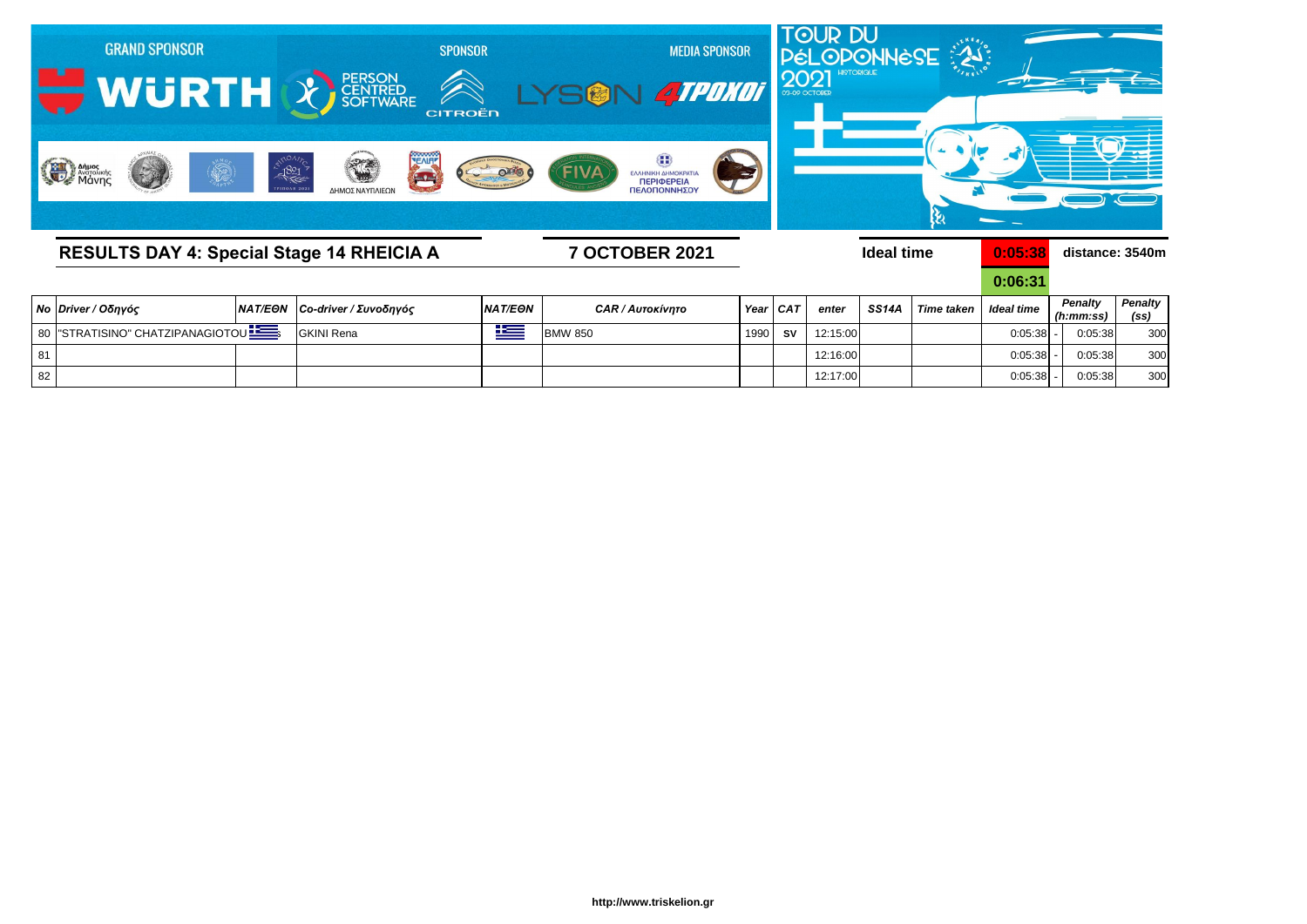GRAND SPONSOR

SPONSOR

MEDIA SPONSOR

TOUR DU PÉLOPONNÈSE 2021 HISTORIQUE

03-09 OCTOBER

**RESULTS DAY 4: Special Stage 14 RHEICIA A**

**7 OCTOBER 2021**

**Ideal time** **0:05:38** **distance: 3540m**

**0:06:31**

| No | Driver / Οδηγός | NAT/ΕΘΝ | Co-driver / Συνοδηγός | NAT/ΕΘΝ | CAR / Αυτοκίνητο | Year | CAT | enter | SS14A | Time taken | Ideal time | | Penalty (h:mm:ss) | Penalty (ss) |
|---|---|---|---|---|---|---|---|---|---|---|---|---|---|---|
| 80 | "STRATISINO" CHATZIPANAGIOTOU | | GKINI Rena | | BMW 850 | 1990 | SV | 12:15:00 | | | 0:05:38 | - | 0:05:38 | 300 |
| 81 | | | | | | | | 12:16:00 | | | 0:05:38 | - | 0:05:38 | 300 |
| 82 | | | | | | | | 12:17:00 | | | 0:05:38 | - | 0:05:38 | 300 |

http://www.triskelion.gr